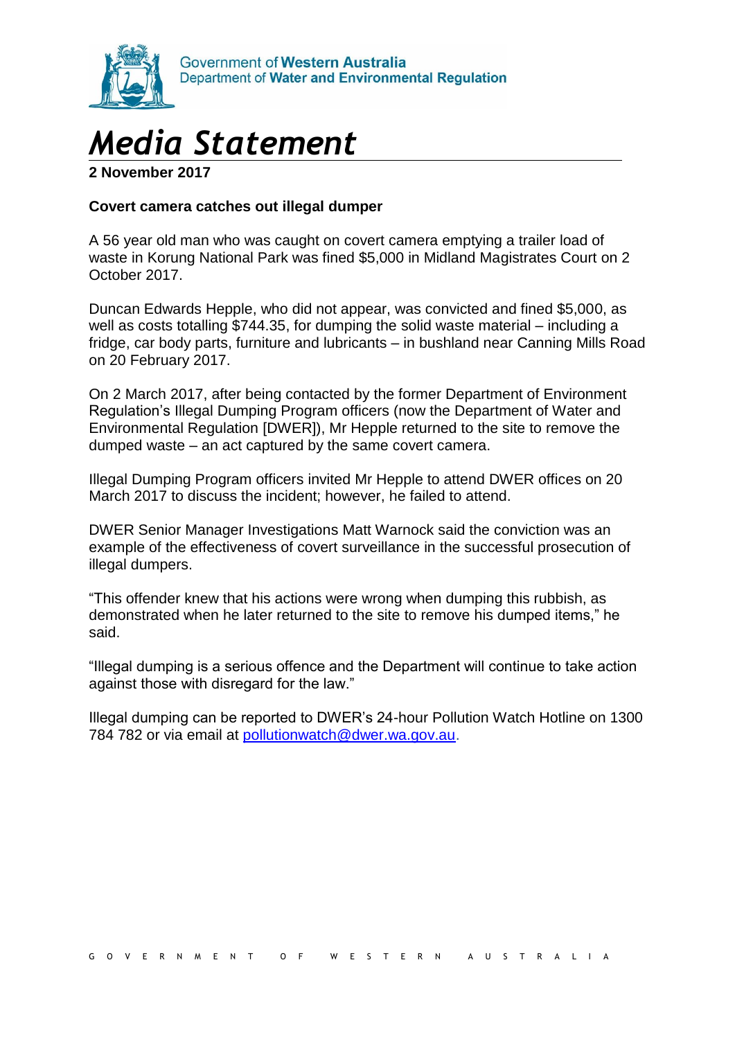Government of **Western Australia**
Department of **Water and Environmental Regulation**

# *Media Statement*

**2 November 2017**

**Covert camera catches out illegal dumper**

A 56 year old man who was caught on covert camera emptying a trailer load of waste in Korung National Park was fined $5,000 in Midland Magistrates Court on 2 October 2017.

Duncan Edwards Hepple, who did not appear, was convicted and fined $5,000, as well as costs totalling $744.35, for dumping the solid waste material – including a fridge, car body parts, furniture and lubricants – in bushland near Canning Mills Road on 20 February 2017.

On 2 March 2017, after being contacted by the former Department of Environment Regulation's Illegal Dumping Program officers (now the Department of Water and Environmental Regulation [DWER]), Mr Hepple returned to the site to remove the dumped waste – an act captured by the same covert camera.

Illegal Dumping Program officers invited Mr Hepple to attend DWER offices on 20 March 2017 to discuss the incident; however, he failed to attend.

DWER Senior Manager Investigations Matt Warnock said the conviction was an example of the effectiveness of covert surveillance in the successful prosecution of illegal dumpers.

"This offender knew that his actions were wrong when dumping this rubbish, as demonstrated when he later returned to the site to remove his dumped items," he said.

"Illegal dumping is a serious offence and the Department will continue to take action against those with disregard for the law."

Illegal dumping can be reported to DWER's 24-hour Pollution Watch Hotline on 1300 784 782 or via email at pollutionwatch@dwer.wa.gov.au.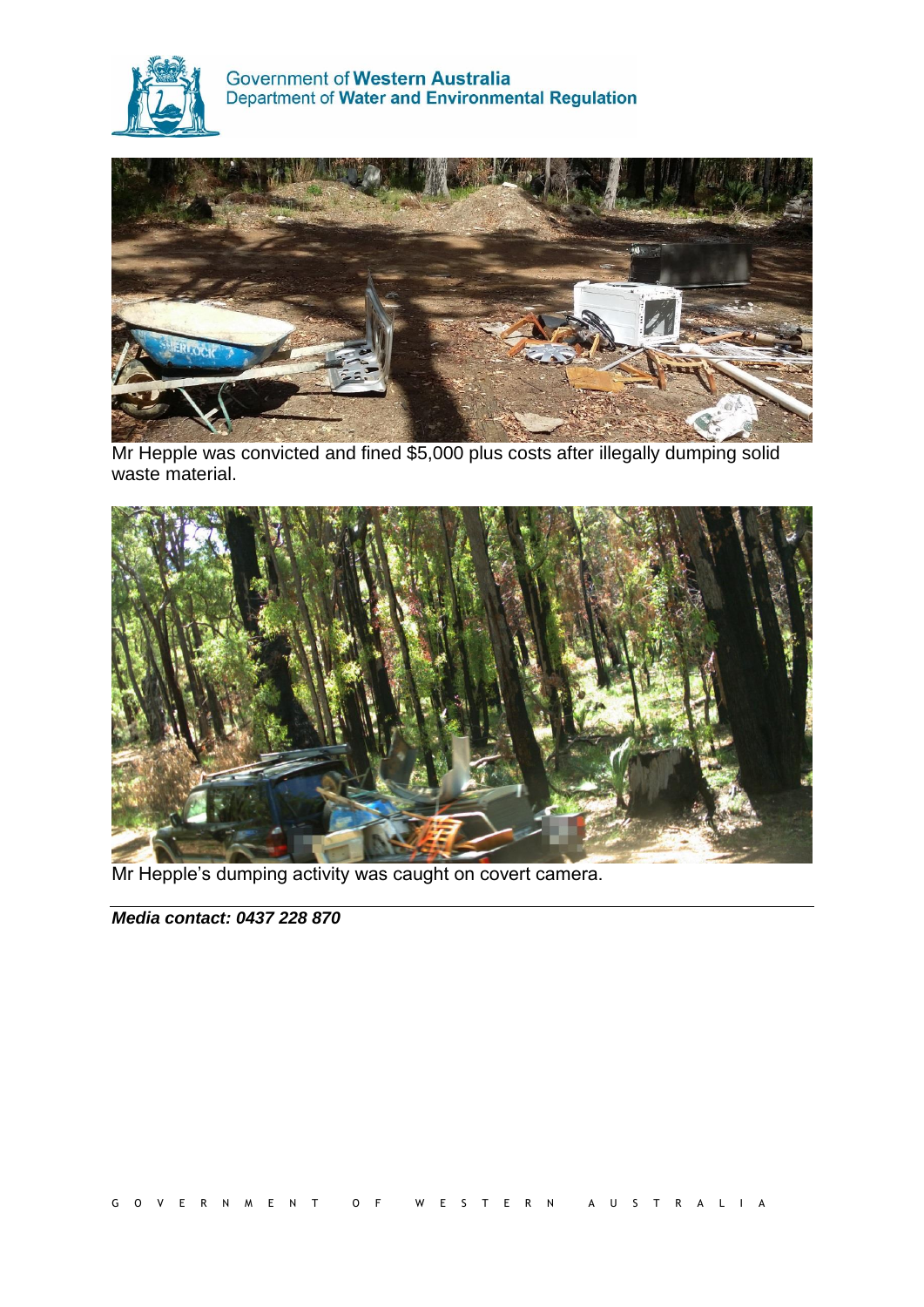Mr Hepple was convicted and fined $5,000 plus costs after illegally dumping solid waste material.

Mr Hepple's dumping activity was caught on covert camera.

***Media contact: 0437 228 870***